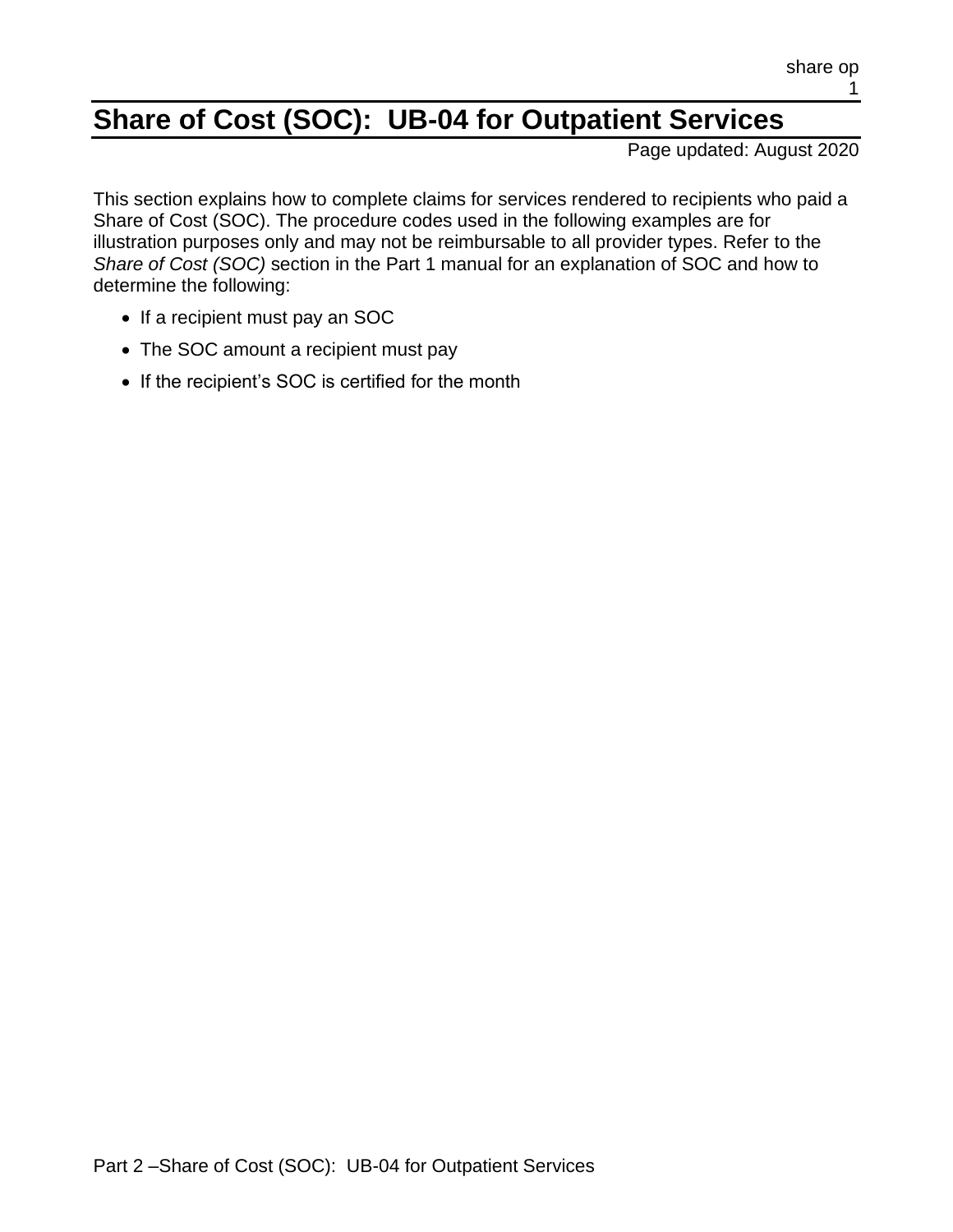# Share of Cost (SOC): UB-04 for Outpatient Services

Page updated: August 2020

This section explains how to complete claims for services rendered to recipients who paid a Share of Cost (SOC). The procedure codes used in the following examples are for illustration purposes only and may not be reimbursable to all provider types. Refer to the *Share of Cost (SOC)* section in the Part 1 manual for an explanation of SOC and how to determine the following:

- If a recipient must pay an SOC
- The SOC amount a recipient must pay
- If the recipient's SOC is certified for the month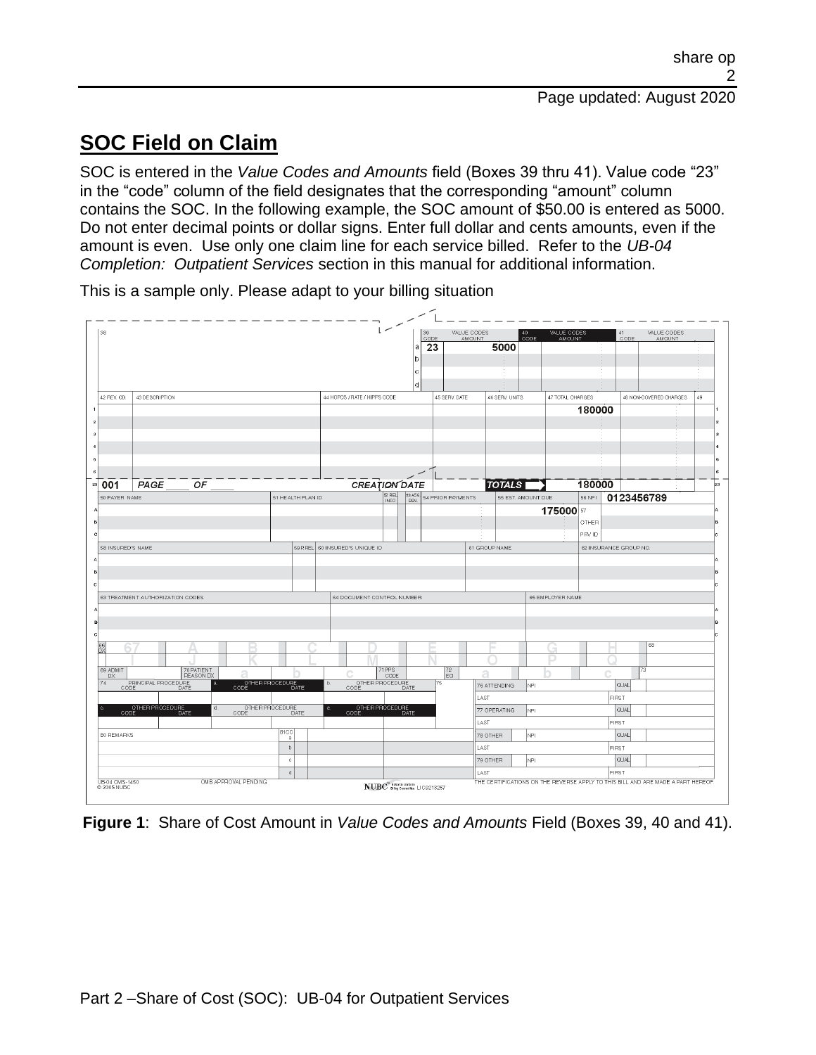## SOC Field on Claim

SOC is entered in the *Value Codes and Amounts* field (Boxes 39 thru 41). Value code "23" in the "code" column of the field designates that the corresponding "amount" column contains the SOC. In the following example, the SOC amount of $50.00 is entered as 5000. Do not enter decimal points or dollar signs. Enter full dollar and cents amounts, even if the amount is even. Use only one claim line for each service billed. Refer to the *UB-04 Completion: Outpatient Services* section in this manual for additional information.

This is a sample only. Please adapt to your billing situation

**Figure 1**: Share of Cost Amount in *Value Codes and Amounts* Field (Boxes 39, 40 and 41).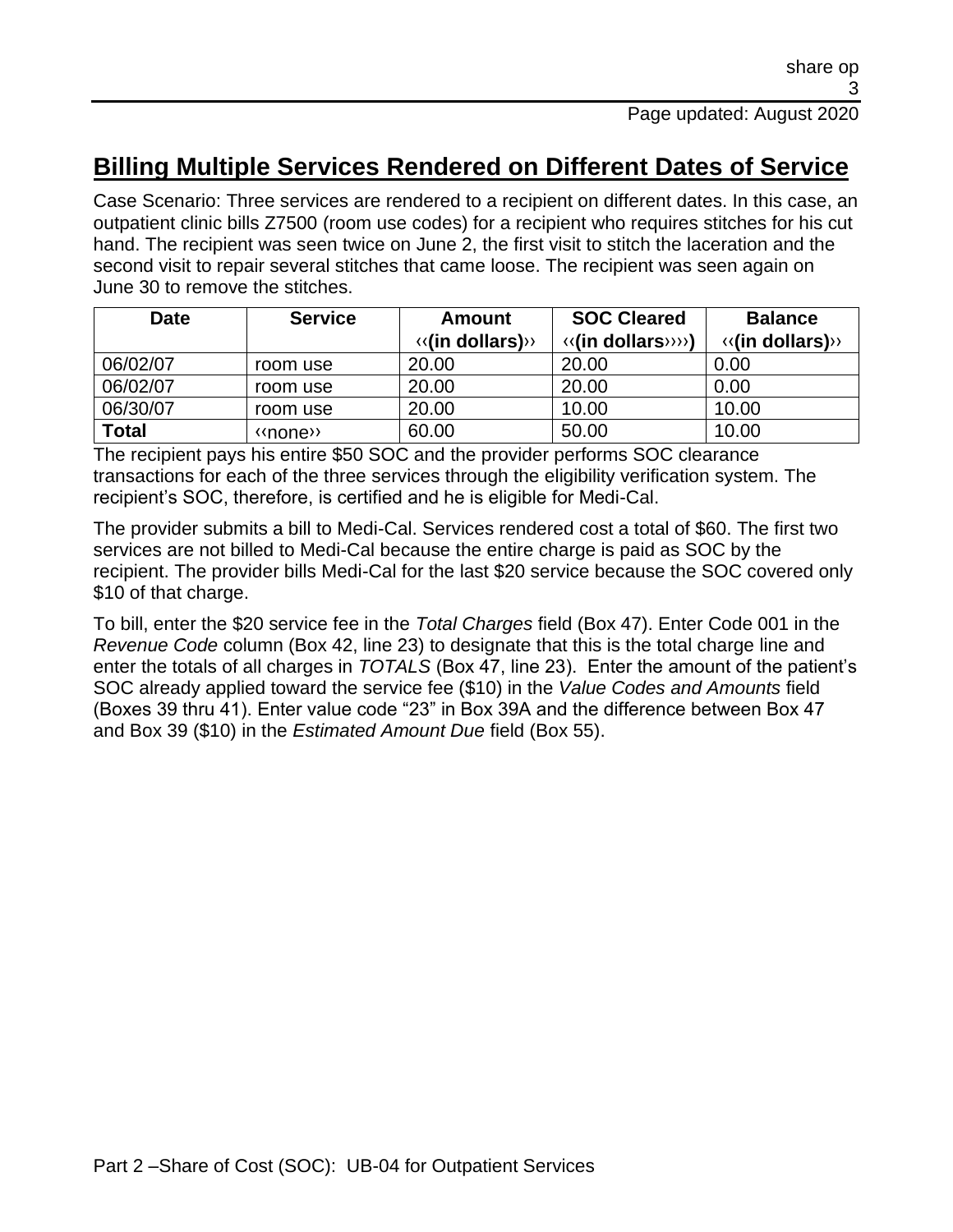## Billing Multiple Services Rendered on Different Dates of Service

Case Scenario: Three services are rendered to a recipient on different dates. In this case, an outpatient clinic bills Z7500 (room use codes) for a recipient who requires stitches for his cut hand. The recipient was seen twice on June 2, the first visit to stitch the laceration and the second visit to repair several stitches that came loose. The recipient was seen again on June 30 to remove the stitches.

| Date | Service | Amount ‹‹(in dollars)›› | SOC Cleared ‹‹(in dollars››››) | Balance ‹‹(in dollars)›› |
|---|---|---|---|---|
| 06/02/07 | room use | 20.00 | 20.00 | 0.00 |
| 06/02/07 | room use | 20.00 | 20.00 | 0.00 |
| 06/30/07 | room use | 20.00 | 10.00 | 10.00 |
| **Total** | ‹‹none›› | 60.00 | 50.00 | 10.00 |

The recipient pays his entire $50 SOC and the provider performs SOC clearance transactions for each of the three services through the eligibility verification system. The recipient's SOC, therefore, is certified and he is eligible for Medi-Cal.

The provider submits a bill to Medi-Cal. Services rendered cost a total of $60. The first two services are not billed to Medi-Cal because the entire charge is paid as SOC by the recipient. The provider bills Medi-Cal for the last $20 service because the SOC covered only $10 of that charge.

To bill, enter the $20 service fee in the *Total Charges* field (Box 47). Enter Code 001 in the *Revenue Code* column (Box 42, line 23) to designate that this is the total charge line and enter the totals of all charges in *TOTALS* (Box 47, line 23). Enter the amount of the patient's SOC already applied toward the service fee ($10) in the *Value Codes and Amounts* field (Boxes 39 thru 41). Enter value code "23" in Box 39A and the difference between Box 47 and Box 39 ($10) in the *Estimated Amount Due* field (Box 55).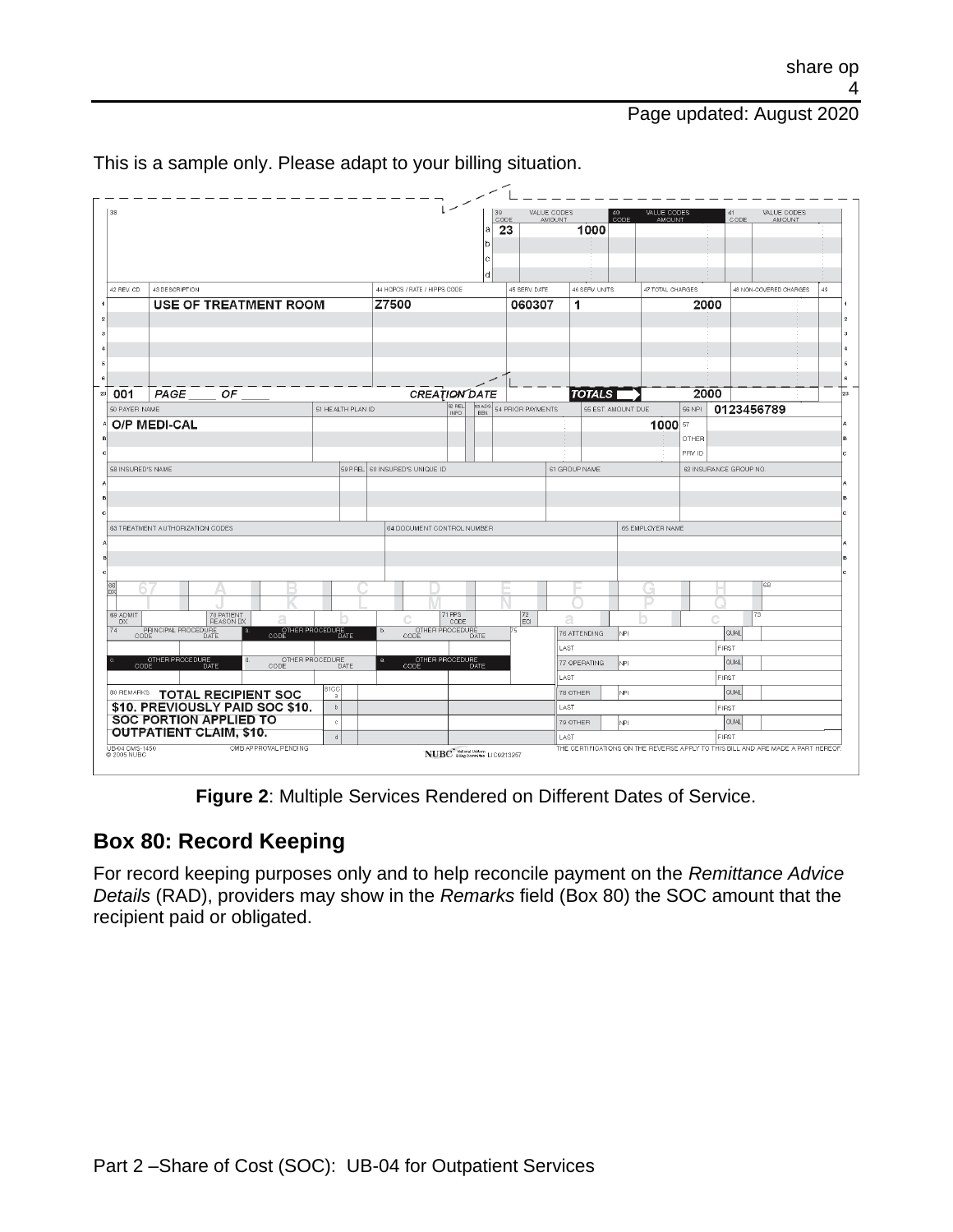This is a sample only. Please adapt to your billing situation.

| 39 CODE | VALUE CODES AMOUNT |
|---|---|
| 23 | 1000 |

| 42 REV. CD. | 43 DESCRIPTION | 44 HCPCS / RATE / HIPPS CODE | 45 SERV. DATE | 46 SERV. UNITS | 47 TOTAL CHARGES | 48 NON-COVERED CHARGES |
|---|---|---|---|---|---|---|
| | USE OF TREATMENT ROOM | Z7500 | 060307 | 1 | 2000 | |
| 001 | PAGE ____ OF ____ | CREATION DATE | | TOTALS | 2000 | |

| 50 PAYER NAME | 54 PRIOR PAYMENTS | 55 EST. AMOUNT DUE | 56 NPI |
|---|---|---|---|
| O/P MEDI-CAL | | 1000 | 0123456789 |

80 REMARKS TOTAL RECIPIENT SOC $10. PREVIOUSLY PAID SOC $10. SOC PORTION APPLIED TO OUTPATIENT CLAIM, $10.

**Figure 2**: Multiple Services Rendered on Different Dates of Service.

## Box 80: Record Keeping

For record keeping purposes only and to help reconcile payment on the *Remittance Advice Details* (RAD), providers may show in the *Remarks* field (Box 80) the SOC amount that the recipient paid or obligated.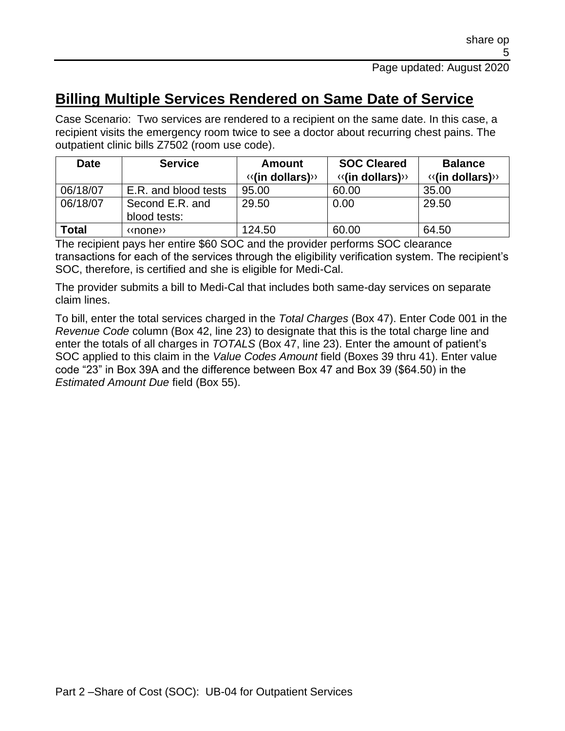## Billing Multiple Services Rendered on Same Date of Service

Case Scenario: Two services are rendered to a recipient on the same date. In this case, a recipient visits the emergency room twice to see a doctor about recurring chest pains. The outpatient clinic bills Z7502 (room use code).

| Date | Service | Amount ‹‹(in dollars)›› | SOC Cleared ‹‹(in dollars)›› | Balance ‹‹(in dollars)›› |
|---|---|---|---|---|
| 06/18/07 | E.R. and blood tests | 95.00 | 60.00 | 35.00 |
| 06/18/07 | Second E.R. and blood tests: | 29.50 | 0.00 | 29.50 |
| **Total** | ‹‹none›› | 124.50 | 60.00 | 64.50 |

The recipient pays her entire $60 SOC and the provider performs SOC clearance transactions for each of the services through the eligibility verification system. The recipient's SOC, therefore, is certified and she is eligible for Medi-Cal.

The provider submits a bill to Medi-Cal that includes both same-day services on separate claim lines.

To bill, enter the total services charged in the *Total Charges* (Box 47). Enter Code 001 in the *Revenue Code* column (Box 42, line 23) to designate that this is the total charge line and enter the totals of all charges in *TOTALS* (Box 47, line 23). Enter the amount of patient's SOC applied to this claim in the *Value Codes Amount* field (Boxes 39 thru 41). Enter value code "23" in Box 39A and the difference between Box 47 and Box 39 ($64.50) in the *Estimated Amount Due* field (Box 55).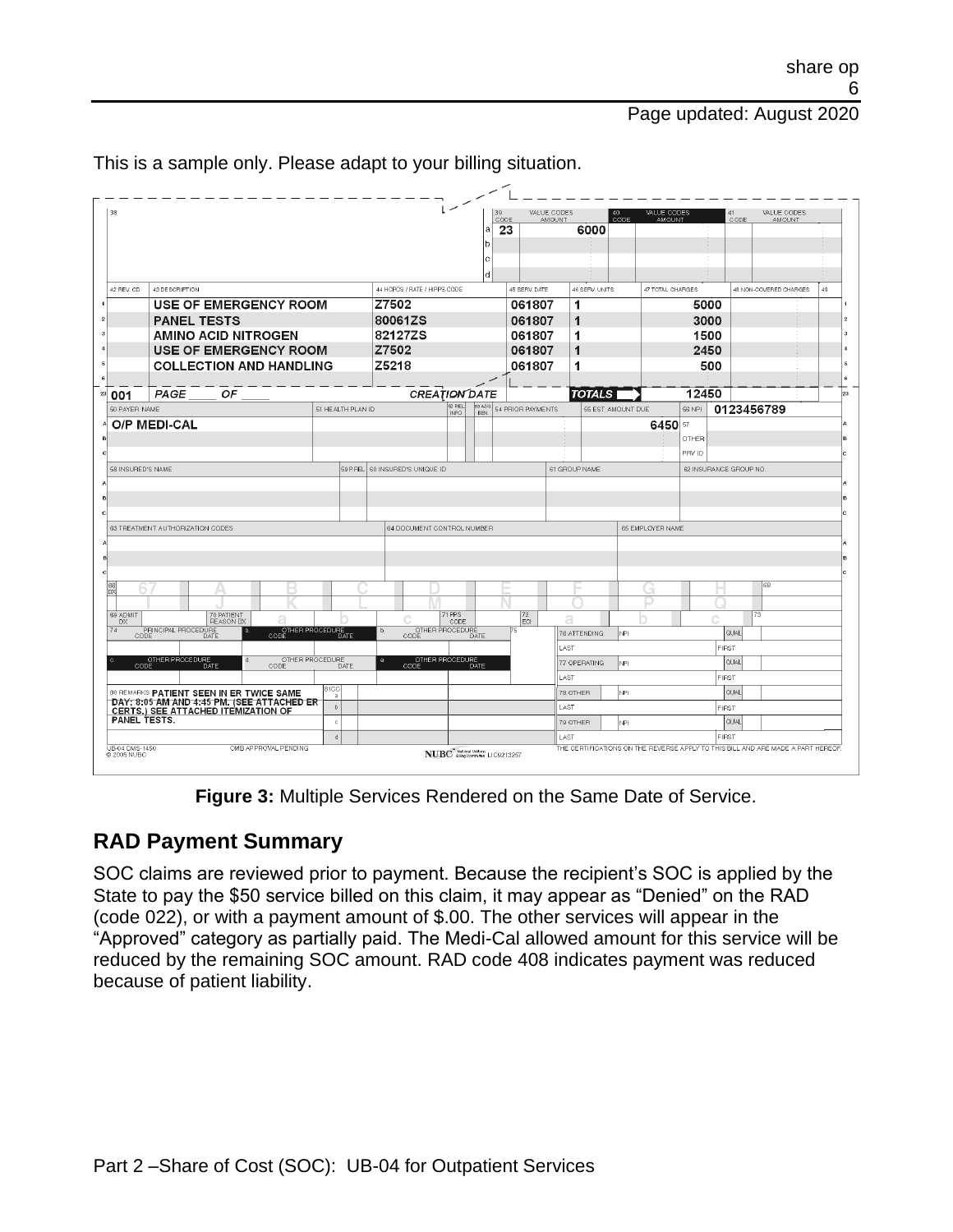This is a sample only. Please adapt to your billing situation.

| 39 CODE | VALUE CODES AMOUNT |
|---|---|
| a 23 | 6000 |

| 42 REV. CD. | 43 DESCRIPTION | 44 HCPCS / RATE / HIPPS CODE | 45 SERV. DATE | 46 SERV. UNITS | 47 TOTAL CHARGES | 48 NON-COVERED CHARGES |
|---|---|---|---|---|---|---|
| | USE OF EMERGENCY ROOM | Z7502 | 061807 | 1 | 5000 | |
| | PANEL TESTS | 80061ZS | 061807 | 1 | 3000 | |
| | AMINO ACID NITROGEN | 82127ZS | 061807 | 1 | 1500 | |
| | USE OF EMERGENCY ROOM | Z7502 | 061807 | 1 | 2450 | |
| | COLLECTION AND HANDLING | Z5218 | 061807 | 1 | 500 | |
| 001 | PAGE ___ OF ___ | CREATION DATE | | TOTALS | 12450 | |

| 50 PAYER NAME | 55 EST. AMOUNT DUE | 56 NPI |
|---|---|---|
| O/P MEDI-CAL | 6450 | 0123456789 |

80 REMARKS PATIENT SEEN IN ER TWICE SAME DAY: 8:05 AM AND 4:45 PM. (SEE ATTACHED ER CERTS.) SEE ATTACHED ITEMIZATION OF PANEL TESTS.

**Figure 3:** Multiple Services Rendered on the Same Date of Service.

## RAD Payment Summary

SOC claims are reviewed prior to payment. Because the recipient's SOC is applied by the State to pay the $50 service billed on this claim, it may appear as "Denied" on the RAD (code 022), or with a payment amount of $.00. The other services will appear in the "Approved" category as partially paid. The Medi-Cal allowed amount for this service will be reduced by the remaining SOC amount. RAD code 408 indicates payment was reduced because of patient liability.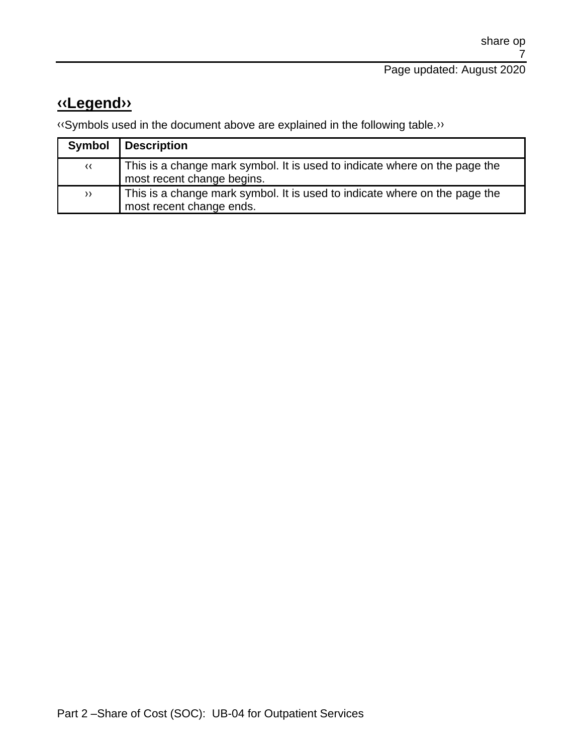## ‹‹Legend››

‹‹Symbols used in the document above are explained in the following table.››

| Symbol | Description |
| --- | --- |
| ‹‹ | This is a change mark symbol. It is used to indicate where on the page the most recent change begins. |
| ›› | This is a change mark symbol. It is used to indicate where on the page the most recent change ends. |